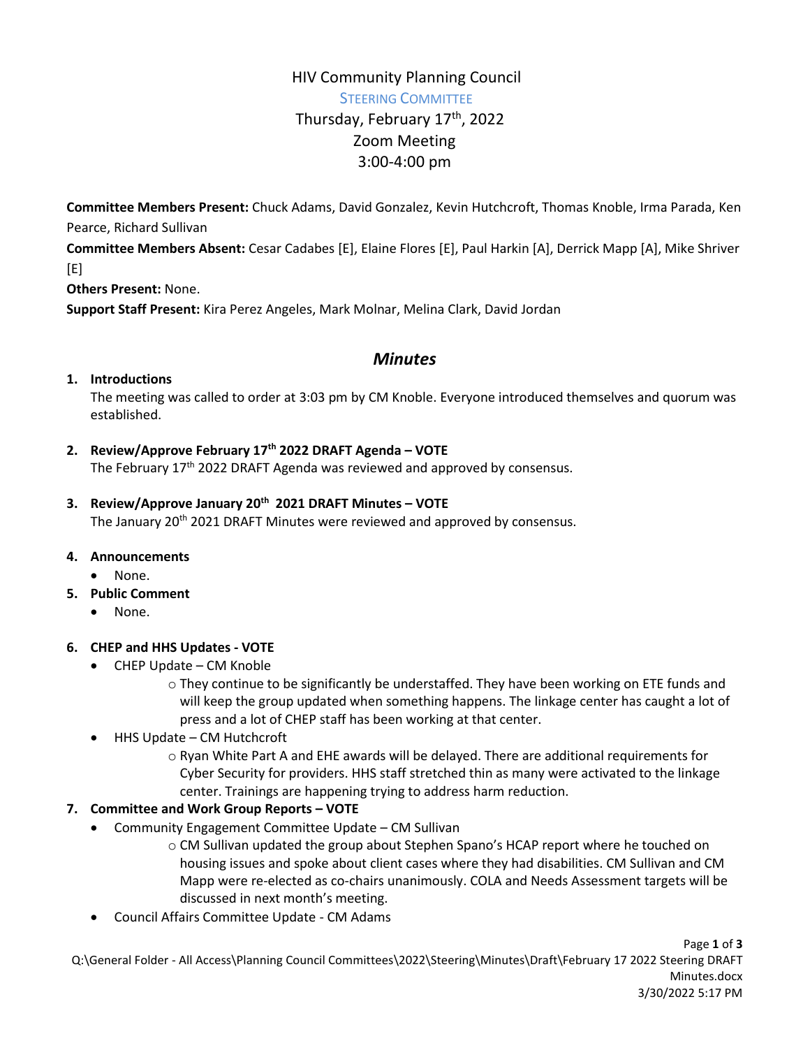# HIV Community Planning Council

## Steering Committee

Thursday, February 17th, 2022
Zoom Meeting
3:00-4:00 pm

**Committee Members Present:** Chuck Adams, David Gonzalez, Kevin Hutchcroft, Thomas Knoble, Irma Parada, Ken Pearce, Richard Sullivan

**Committee Members Absent:** Cesar Cadabes [E], Elaine Flores [E], Paul Harkin [A], Derrick Mapp [A], Mike Shriver [E]

**Others Present:** None.

**Support Staff Present:** Kira Perez Angeles, Mark Molnar, Melina Clark, David Jordan

## *Minutes*

1. **Introductions**
   The meeting was called to order at 3:03 pm by CM Knoble. Everyone introduced themselves and quorum was established.

2. **Review/Approve February 17th 2022 DRAFT Agenda – VOTE**
   The February 17th 2022 DRAFT Agenda was reviewed and approved by consensus.

3. **Review/Approve January 20th 2021 DRAFT Minutes – VOTE**
   The January 20th 2021 DRAFT Minutes were reviewed and approved by consensus.

4. **Announcements**
   - None.

5. **Public Comment**
   - None.

6. **CHEP and HHS Updates - VOTE**
   - CHEP Update – CM Knoble
     - They continue to be significantly be understaffed. They have been working on ETE funds and will keep the group updated when something happens. The linkage center has caught a lot of press and a lot of CHEP staff has been working at that center.
   - HHS Update – CM Hutchcroft
     - Ryan White Part A and EHE awards will be delayed. There are additional requirements for Cyber Security for providers. HHS staff stretched thin as many were activated to the linkage center. Trainings are happening trying to address harm reduction.

7. **Committee and Work Group Reports – VOTE**
   - Community Engagement Committee Update – CM Sullivan
     - CM Sullivan updated the group about Stephen Spano's HCAP report where he touched on housing issues and spoke about client cases where they had disabilities. CM Sullivan and CM Mapp were re-elected as co-chairs unanimously. COLA and Needs Assessment targets will be discussed in next month's meeting.
   - Council Affairs Committee Update - CM Adams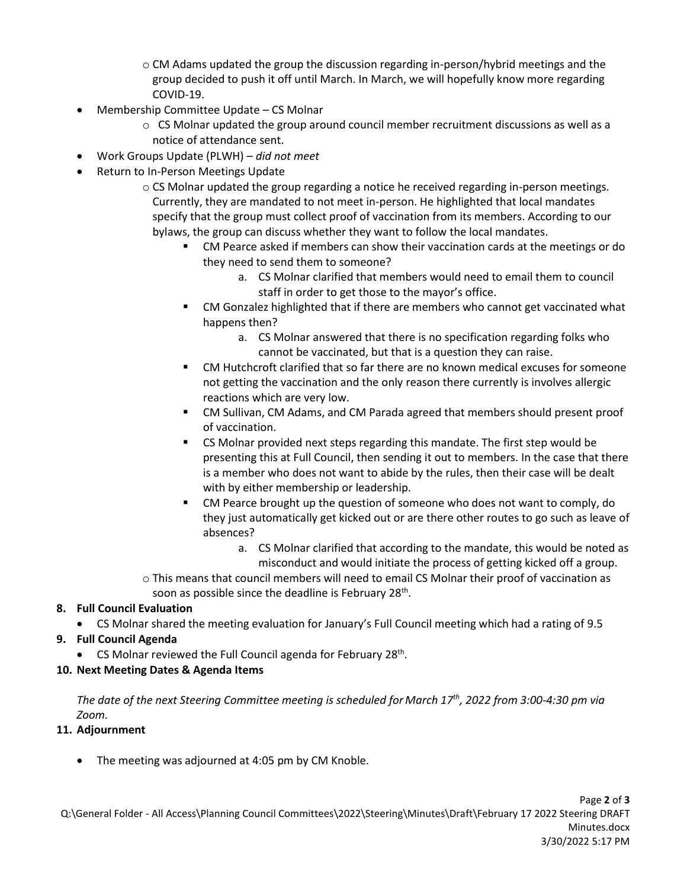- CM Adams updated the group the discussion regarding in-person/hybrid meetings and the group decided to push it off until March. In March, we will hopefully know more regarding COVID-19.
- Membership Committee Update – CS Molnar
  - CS Molnar updated the group around council member recruitment discussions as well as a notice of attendance sent.
- Work Groups Update (PLWH) – *did not meet*
- Return to In-Person Meetings Update
  - CS Molnar updated the group regarding a notice he received regarding in-person meetings. Currently, they are mandated to not meet in-person. He highlighted that local mandates specify that the group must collect proof of vaccination from its members. According to our bylaws, the group can discuss whether they want to follow the local mandates.
    - CM Pearce asked if members can show their vaccination cards at the meetings or do they need to send them to someone?
      a. CS Molnar clarified that members would need to email them to council staff in order to get those to the mayor's office.
    - CM Gonzalez highlighted that if there are members who cannot get vaccinated what happens then?
      a. CS Molnar answered that there is no specification regarding folks who cannot be vaccinated, but that is a question they can raise.
    - CM Hutchcroft clarified that so far there are no known medical excuses for someone not getting the vaccination and the only reason there currently is involves allergic reactions which are very low.
    - CM Sullivan, CM Adams, and CM Parada agreed that members should present proof of vaccination.
    - CS Molnar provided next steps regarding this mandate. The first step would be presenting this at Full Council, then sending it out to members. In the case that there is a member who does not want to abide by the rules, then their case will be dealt with by either membership or leadership.
    - CM Pearce brought up the question of someone who does not want to comply, do they just automatically get kicked out or are there other routes to go such as leave of absences?
      a. CS Molnar clarified that according to the mandate, this would be noted as misconduct and would initiate the process of getting kicked off a group.
  - This means that council members will need to email CS Molnar their proof of vaccination as soon as possible since the deadline is February 28th.

**8. Full Council Evaluation**

- CS Molnar shared the meeting evaluation for January's Full Council meeting which had a rating of 9.5

**9. Full Council Agenda**

- CS Molnar reviewed the Full Council agenda for February 28th.

**10. Next Meeting Dates & Agenda Items**

*The date of the next Steering Committee meeting is scheduled for March 17th, 2022 from 3:00-4:30 pm via Zoom.*

**11. Adjournment**

- The meeting was adjourned at 4:05 pm by CM Knoble.

Q:\General Folder - All Access\Planning Council Committees\2022\Steering\Minutes\Draft\February 17 2022 Steering DRAFT Minutes.docx
3/30/2022 5:17 PM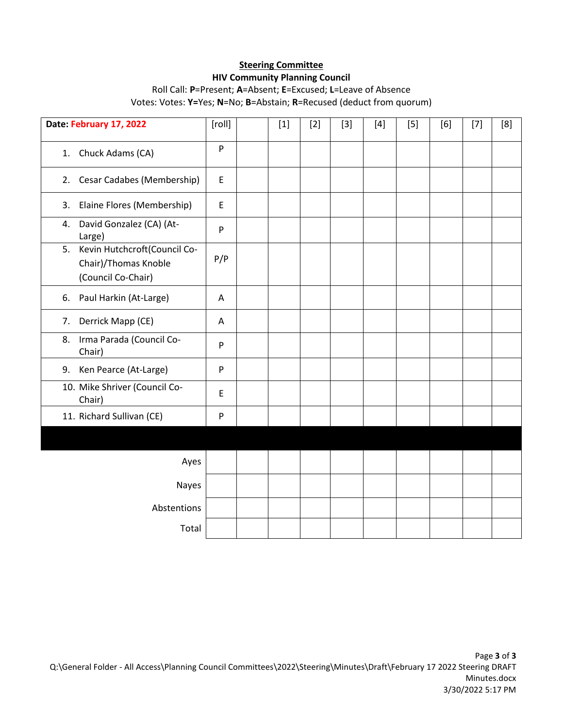**Steering Committee**

**HIV Community Planning Council**

Roll Call: **P**=Present; **A**=Absent; **E**=Excused; **L**=Leave of Absence

Votes: Votes: **Y=**Yes; **N**=No; **B**=Abstain; **R**=Recused (deduct from quorum)

| **Date: February 17, 2022** | [roll] | | [1] | [2] | [3] | [4] | [5] | [6] | [7] | [8] |
|---|---|---|---|---|---|---|---|---|---|---|
| 1. Chuck Adams (CA) | P | | | | | | | | | |
| 2. Cesar Cadabes (Membership) | E | | | | | | | | | |
| 3. Elaine Flores (Membership) | E | | | | | | | | | |
| 4. David Gonzalez (CA) (At-Large) | P | | | | | | | | | |
| 5. Kevin Hutchcroft(Council Co-Chair)/Thomas Knoble (Council Co-Chair) | P/P | | | | | | | | | |
| 6. Paul Harkin (At-Large) | A | | | | | | | | | |
| 7. Derrick Mapp (CE) | A | | | | | | | | | |
| 8. Irma Parada (Council Co-Chair) | P | | | | | | | | | |
| 9. Ken Pearce (At-Large) | P | | | | | | | | | |
| 10. Mike Shriver (Council Co-Chair) | E | | | | | | | | | |
| 11. Richard Sullivan (CE) | P | | | | | | | | | |
| | | | | | | | | | | |
| Ayes | | | | | | | | | | |
| Nayes | | | | | | | | | | |
| Abstentions | | | | | | | | | | |
| Total | | | | | | | | | | |

Q:\General Folder - All Access\Planning Council Committees\2022\Steering\Minutes\Draft\February 17 2022 Steering DRAFT Minutes.docx
3/30/2022 5:17 PM